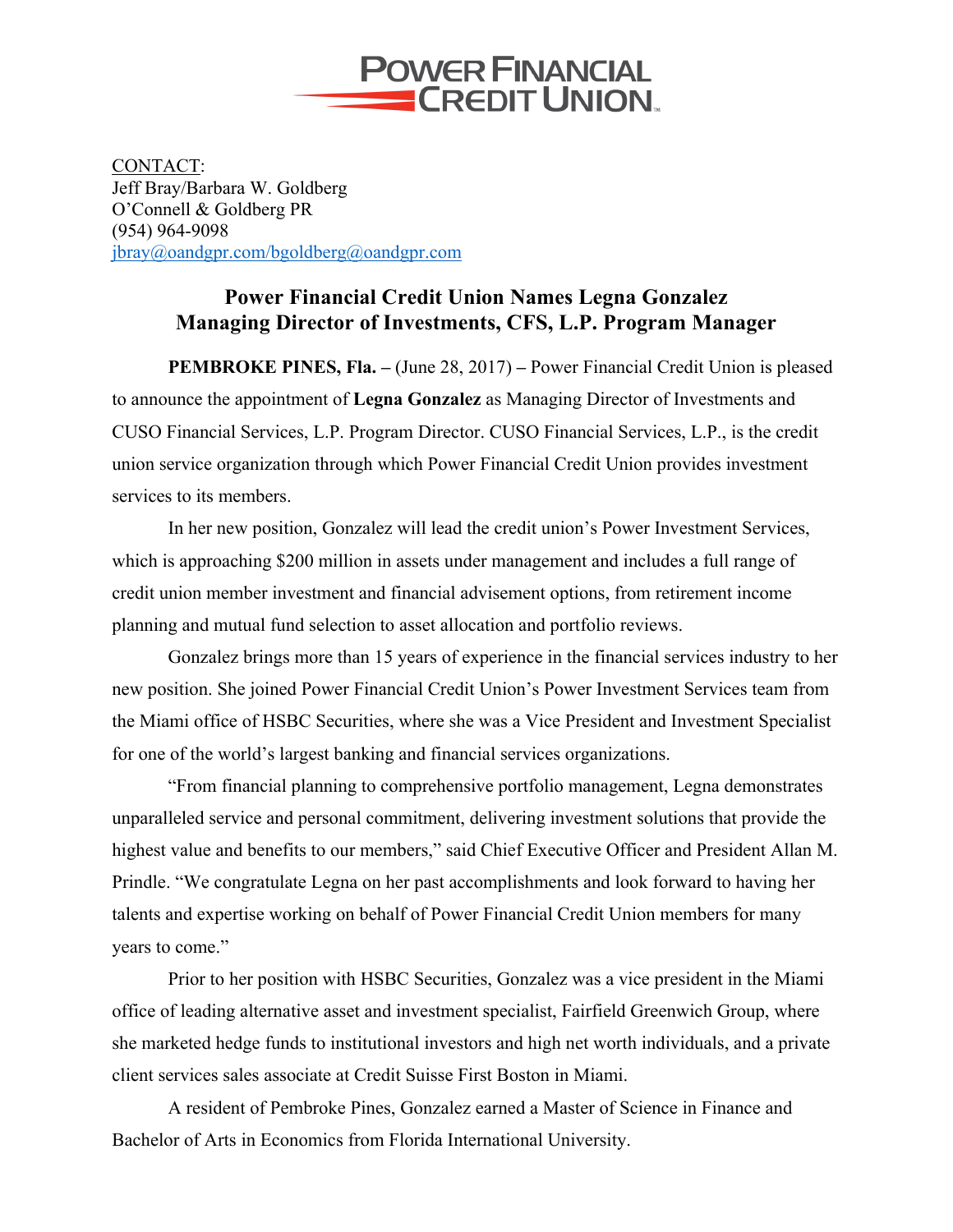POWER FINANCIAL CREDIT UNION

CONTACT:
Jeff Bray/Barbara W. Goldberg
O'Connell & Goldberg PR
(954) 964-9098
jbray@oandgpr.com/bgoldberg@oandgpr.com

## Power Financial Credit Union Names Legna Gonzalez Managing Director of Investments, CFS, L.P. Program Manager

**PEMBROKE PINES, Fla. –** (June 28, 2017) **–** Power Financial Credit Union is pleased to announce the appointment of **Legna Gonzalez** as Managing Director of Investments and CUSO Financial Services, L.P. Program Director. CUSO Financial Services, L.P., is the credit union service organization through which Power Financial Credit Union provides investment services to its members.

In her new position, Gonzalez will lead the credit union's Power Investment Services, which is approaching $200 million in assets under management and includes a full range of credit union member investment and financial advisement options, from retirement income planning and mutual fund selection to asset allocation and portfolio reviews.

Gonzalez brings more than 15 years of experience in the financial services industry to her new position. She joined Power Financial Credit Union's Power Investment Services team from the Miami office of HSBC Securities, where she was a Vice President and Investment Specialist for one of the world's largest banking and financial services organizations.

"From financial planning to comprehensive portfolio management, Legna demonstrates unparalleled service and personal commitment, delivering investment solutions that provide the highest value and benefits to our members," said Chief Executive Officer and President Allan M. Prindle. "We congratulate Legna on her past accomplishments and look forward to having her talents and expertise working on behalf of Power Financial Credit Union members for many years to come."

Prior to her position with HSBC Securities, Gonzalez was a vice president in the Miami office of leading alternative asset and investment specialist, Fairfield Greenwich Group, where she marketed hedge funds to institutional investors and high net worth individuals, and a private client services sales associate at Credit Suisse First Boston in Miami.

A resident of Pembroke Pines, Gonzalez earned a Master of Science in Finance and Bachelor of Arts in Economics from Florida International University.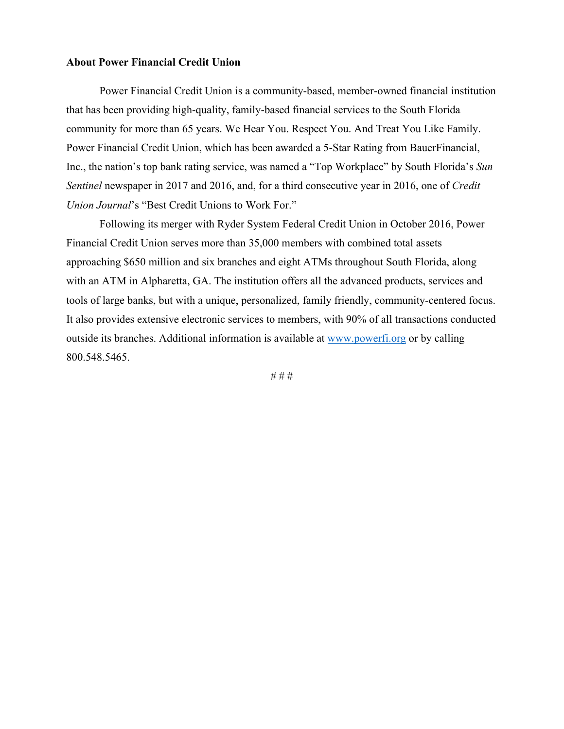**About Power Financial Credit Union**

Power Financial Credit Union is a community-based, member-owned financial institution that has been providing high-quality, family-based financial services to the South Florida community for more than 65 years. We Hear You. Respect You. And Treat You Like Family. Power Financial Credit Union, which has been awarded a 5-Star Rating from BauerFinancial, Inc., the nation's top bank rating service, was named a "Top Workplace" by South Florida's *Sun Sentinel* newspaper in 2017 and 2016, and, for a third consecutive year in 2016, one of *Credit Union Journal*'s "Best Credit Unions to Work For."

Following its merger with Ryder System Federal Credit Union in October 2016, Power Financial Credit Union serves more than 35,000 members with combined total assets approaching $650 million and six branches and eight ATMs throughout South Florida, along with an ATM in Alpharetta, GA. The institution offers all the advanced products, services and tools of large banks, but with a unique, personalized, family friendly, community-centered focus. It also provides extensive electronic services to members, with 90% of all transactions conducted outside its branches. Additional information is available at [www.powerfi.org](http://www.powerfi.org) or by calling 800.548.5465.

# # #